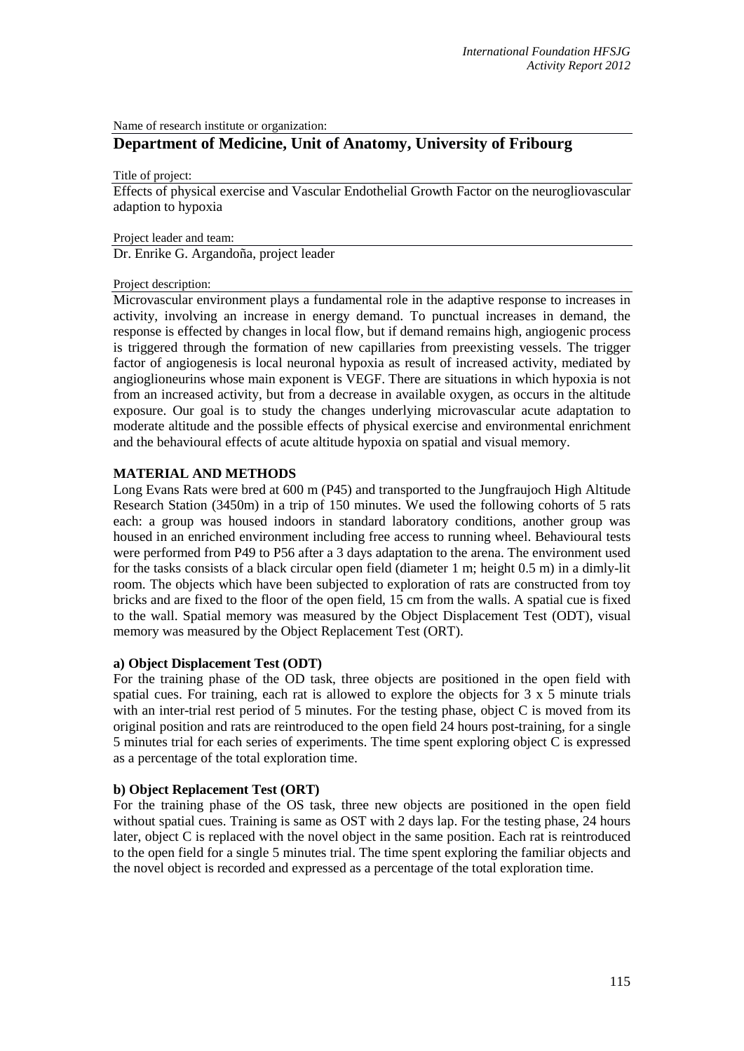Name of research institute or organization:

# Department of Medicine, Unit of Anatomy, University of Fribourg

Title of project:

Effects of physical exercise and Vascular Endothelial Growth Factor on the neurogliovascular adaption to hypoxia

Project leader and team:

Dr. Enrike G. Argandoña, project leader

Project description:

Microvascular environment plays a fundamental role in the adaptive response to increases in activity, involving an increase in energy demand. To punctual increases in demand, the response is effected by changes in local flow, but if demand remains high, angiogenic process is triggered through the formation of new capillaries from preexisting vessels. The trigger factor of angiogenesis is local neuronal hypoxia as result of increased activity, mediated by angioglioneurins whose main exponent is VEGF. There are situations in which hypoxia is not from an increased activity, but from a decrease in available oxygen, as occurs in the altitude exposure. Our goal is to study the changes underlying microvascular acute adaptation to moderate altitude and the possible effects of physical exercise and environmental enrichment and the behavioural effects of acute altitude hypoxia on spatial and visual memory.

## MATERIAL AND METHODS

Long Evans Rats were bred at 600 m (P45) and transported to the Jungfraujoch High Altitude Research Station (3450m) in a trip of 150 minutes. We used the following cohorts of 5 rats each: a group was housed indoors in standard laboratory conditions, another group was housed in an enriched environment including free access to running wheel. Behavioural tests were performed from P49 to P56 after a 3 days adaptation to the arena. The environment used for the tasks consists of a black circular open field (diameter 1 m; height 0.5 m) in a dimly-lit room. The objects which have been subjected to exploration of rats are constructed from toy bricks and are fixed to the floor of the open field, 15 cm from the walls. A spatial cue is fixed to the wall. Spatial memory was measured by the Object Displacement Test (ODT), visual memory was measured by the Object Replacement Test (ORT).

### a) Object Displacement Test (ODT)

For the training phase of the OD task, three objects are positioned in the open field with spatial cues. For training, each rat is allowed to explore the objects for 3 x 5 minute trials with an inter-trial rest period of 5 minutes. For the testing phase, object C is moved from its original position and rats are reintroduced to the open field 24 hours post-training, for a single 5 minutes trial for each series of experiments. The time spent exploring object C is expressed as a percentage of the total exploration time.

### b) Object Replacement Test (ORT)

For the training phase of the OS task, three new objects are positioned in the open field without spatial cues. Training is same as OST with 2 days lap. For the testing phase, 24 hours later, object C is replaced with the novel object in the same position. Each rat is reintroduced to the open field for a single 5 minutes trial. The time spent exploring the familiar objects and the novel object is recorded and expressed as a percentage of the total exploration time.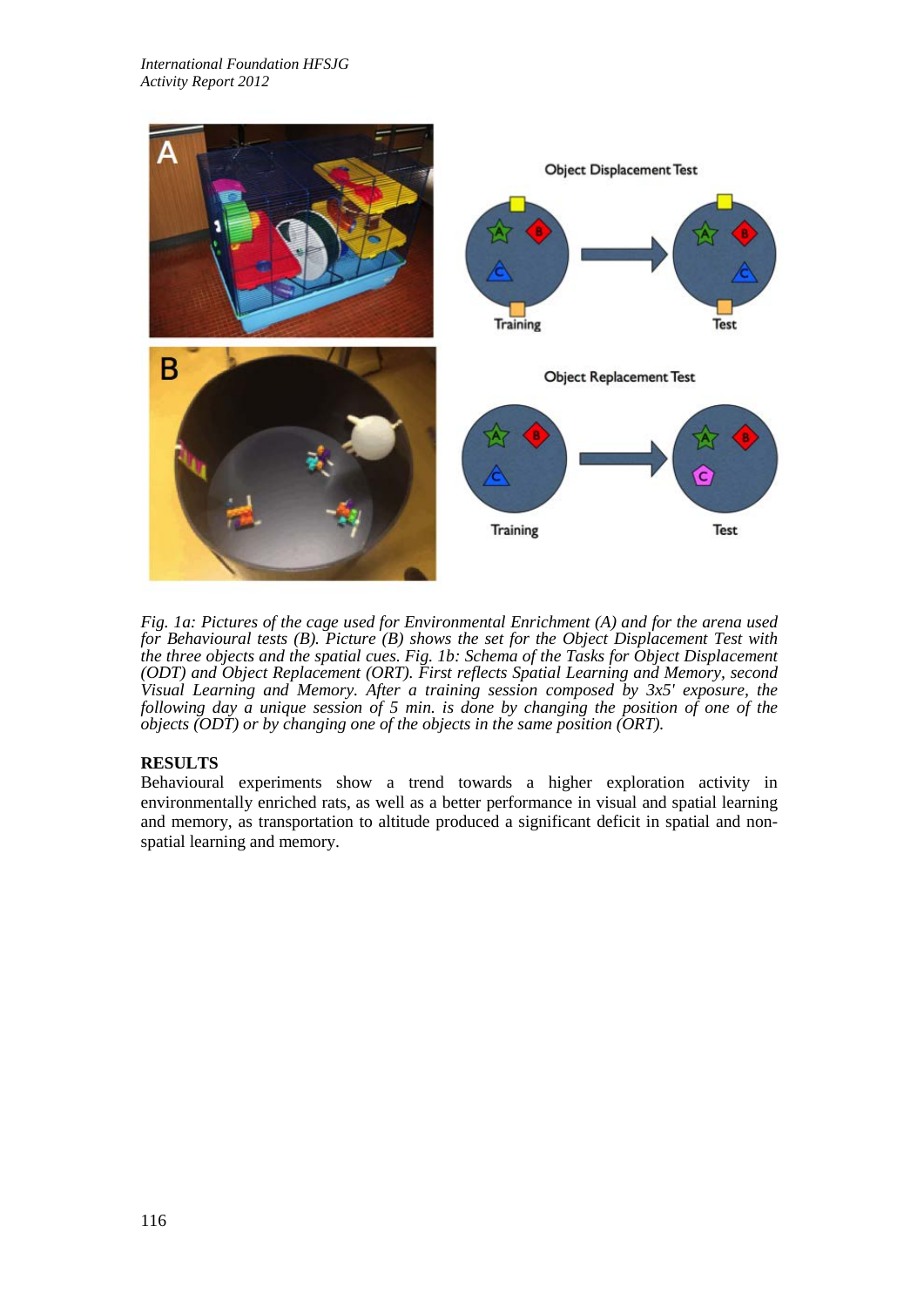*Fig. 1a: Pictures of the cage used for Environmental Enrichment (A) and for the arena used for Behavioural tests (B). Picture (B) shows the set for the Object Displacement Test with the three objects and the spatial cues. Fig. 1b: Schema of the Tasks for Object Displacement (ODT) and Object Replacement (ORT). First reflects Spatial Learning and Memory, second Visual Learning and Memory. After a training session composed by 3x5' exposure, the following day a unique session of 5 min. is done by changing the position of one of the objects (ODT) or by changing one of the objects in the same position (ORT).*

**RESULTS**

Behavioural experiments show a trend towards a higher exploration activity in environmentally enriched rats, as well as a better performance in visual and spatial learning and memory, as transportation to altitude produced a significant deficit in spatial and non-spatial learning and memory.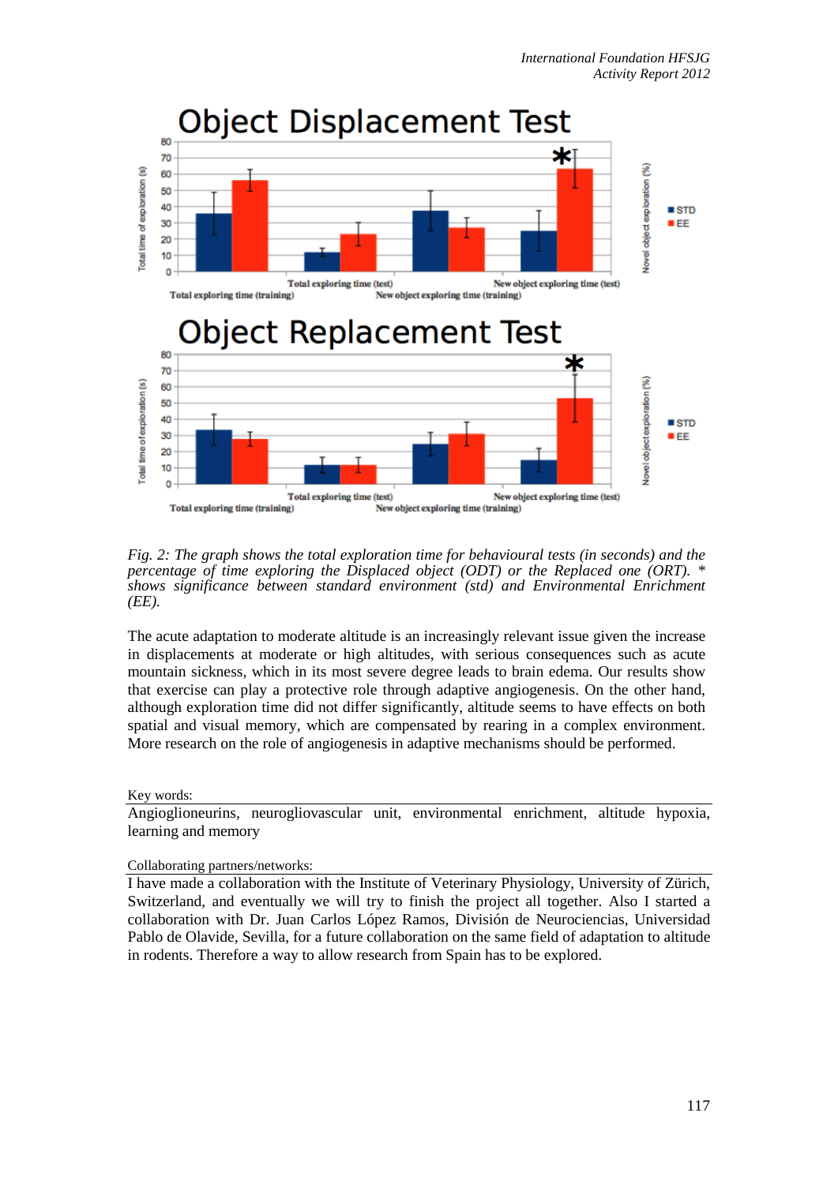*Fig. 2: The graph shows the total exploration time for behavioural tests (in seconds) and the percentage of time exploring the Displaced object (ODT) or the Replaced one (ORT). * shows significance between standard environment (std) and Environmental Enrichment (EE).*

The acute adaptation to moderate altitude is an increasingly relevant issue given the increase in displacements at moderate or high altitudes, with serious consequences such as acute mountain sickness, which in its most severe degree leads to brain edema. Our results show that exercise can play a protective role through adaptive angiogenesis. On the other hand, although exploration time did not differ significantly, altitude seems to have effects on both spatial and visual memory, which are compensated by rearing in a complex environment. More research on the role of angiogenesis in adaptive mechanisms should be performed.

Key words:

Angioglioneurins, neurogliovascular unit, environmental enrichment, altitude hypoxia, learning and memory

Collaborating partners/networks:

I have made a collaboration with the Institute of Veterinary Physiology, University of Zürich, Switzerland, and eventually we will try to finish the project all together. Also I started a collaboration with Dr. Juan Carlos López Ramos, División de Neurociencias, Universidad Pablo de Olavide, Sevilla, for a future collaboration on the same field of adaptation to altitude in rodents. Therefore a way to allow research from Spain has to be explored.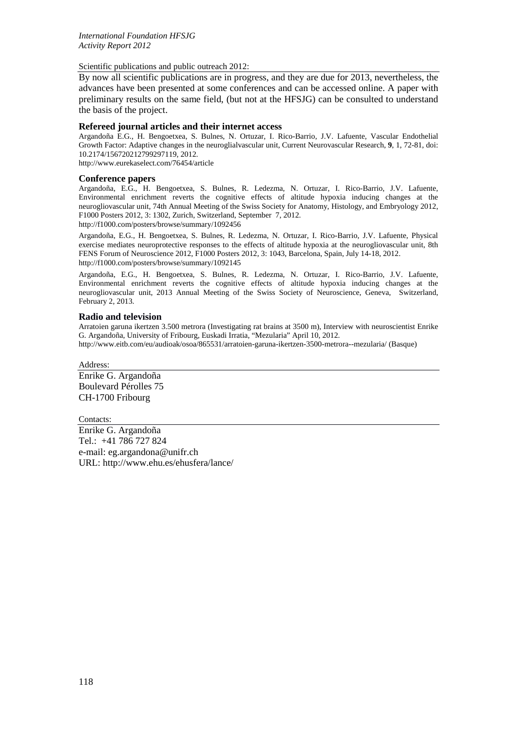Scientific publications and public outreach 2012:

By now all scientific publications are in progress, and they are due for 2013, nevertheless, the advances have been presented at some conferences and can be accessed online. A paper with preliminary results on the same field, (but not at the HFSJG) can be consulted to understand the basis of the project.

### Refereed journal articles and their internet access

Argandoña E.G., H. Bengoetxea, S. Bulnes, N. Ortuzar, I. Rico-Barrio, J.V. Lafuente, Vascular Endothelial Growth Factor: Adaptive changes in the neuroglialvascular unit, Current Neurovascular Research, **9**, 1, 72-81, doi: 10.2174/156720212799297119, 2012.
http://www.eurekaselect.com/76454/article

### Conference papers

Argandoña, E.G., H. Bengoetxea, S. Bulnes, R. Ledezma, N. Ortuzar, I. Rico-Barrio, J.V. Lafuente, Environmental enrichment reverts the cognitive effects of altitude hypoxia inducing changes at the neurogliovascular unit, 74th Annual Meeting of the Swiss Society for Anatomy, Histology, and Embryology 2012, F1000 Posters 2012, 3: 1302, Zurich, Switzerland, September 7, 2012.
http://f1000.com/posters/browse/summary/1092456

Argandoña, E.G., H. Bengoetxea, S. Bulnes, R. Ledezma, N. Ortuzar, I. Rico-Barrio, J.V. Lafuente, Physical exercise mediates neuroprotective responses to the effects of altitude hypoxia at the neurogliovascular unit, 8th FENS Forum of Neuroscience 2012, F1000 Posters 2012, 3: 1043, Barcelona, Spain, July 14-18, 2012.
http://f1000.com/posters/browse/summary/1092145

Argandoña, E.G., H. Bengoetxea, S. Bulnes, R. Ledezma, N. Ortuzar, I. Rico-Barrio, J.V. Lafuente, Environmental enrichment reverts the cognitive effects of altitude hypoxia inducing changes at the neurogliovascular unit, 2013 Annual Meeting of the Swiss Society of Neuroscience, Geneva, Switzerland, February 2, 2013.

### Radio and television

Arratoien garuna ikertzen 3.500 metrora (Investigating rat brains at 3500 m), Interview with neuroscientist Enrike G. Argandoña, University of Fribourg, Euskadi Irratia, "Mezularia" April 10, 2012.
http://www.eitb.com/eu/audioak/osoa/865531/arratoien-garuna-ikertzen-3500-metrora--mezularia/ (Basque)

Address:

Enrike G. Argandoña
Boulevard Pérolles 75
CH-1700 Fribourg

Contacts:

Enrike G. Argandoña
Tel.: +41 786 727 824
e-mail: eg.argandona@unifr.ch
URL: http://www.ehu.es/ehusfera/lance/